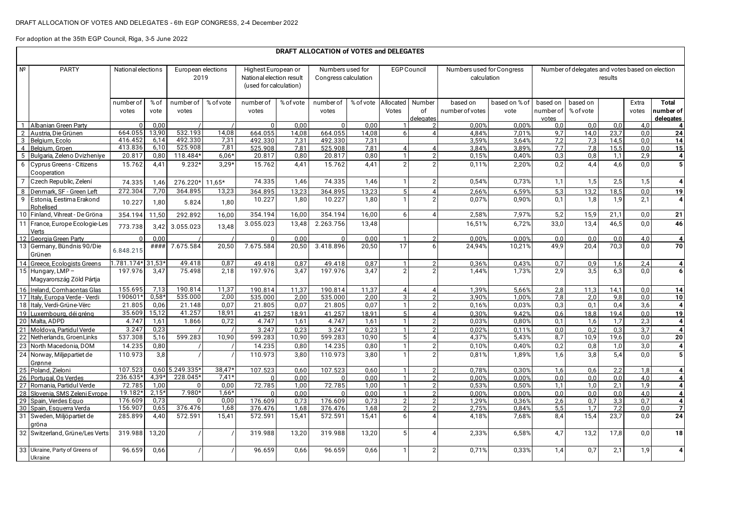DRAFT ALLOCATION OF VOTES AND DELEGATES - 6th EGP CONGRESS, 2-4 December 2022

For adoption at the 35th EGP Council, Riga, 3-5 June 2022

## DRAFT ALLOCATION of VOTES and DELEGATES

| Nº | PARTY | National elections | | European elections 2019 | | Highest European or National election result (used for calculation) | | Numbers used for Congress calculation | | EGP Council | | Numbers used for Congress calculation | | Number of delegates and votes based on election results | | | | |
|---|---|---|---|---|---|---|---|---|---|---|---|---|---|---|---|---|---|---|
| | | number of votes | % of vote | number of votes | % of vote | number of votes | % of vote | number of votes | % of vote | Allocated Votes | Number of delegates | based on number of votes | based on % of vote | based on number of votes | based on % of vote | | Extra votes | Total number of delegates |
| 1 | Albanian Green Party | 0 | 0,00 | / | / | 0 | 0,00 | 0 | 0,00 | 1 | 2 | 0,00% | 0,00% | 0,0 | 0,0 | 0,0 | 4,0 | 4 |
| 2 | Austria, Die Grünen | 664.055 | 13,90 | 532.193 | 14,08 | 664.055 | 14,08 | 664.055 | 14,08 | 6 | 4 | 4,84% | 7,01% | 9,7 | 14,0 | 23,7 | 0,0 | 24 |
| 3 | Belgium, Ecolo | 416.452 | 6,14 | 492.330 | 7,31 | 492.330 | 7,31 | 492.330 | 7,31 | | | 3,59% | 3,64% | 7,2 | 7,3 | 14,5 | 0,0 | 14 |
| 4 | Belgium, Groen | 413.836 | 6,10 | 525.908 | 7,81 | 525.908 | 7,81 | 525.908 | 7,81 | 4 | 4 | 3,84% | 3,89% | 7,7 | 7,8 | 15,5 | 0,0 | 15 |
| 5 | Bulgaria, Zeleno Dvizheniye | 20.817 | 0,80 | 118.484* | 6,06* | 20.817 | 0,80 | 20.817 | 0,80 | 1 | 2 | 0,15% | 0,40% | 0,3 | 0,8 | 1,1 | 2,9 | 4 |
| 6 | Cyprus Greens - Citizens Cooperation | 15.762 | 4,41 | 9.232* | 3,29* | 15.762 | 4,41 | 15.762 | 4,41 | 2 | 2 | 0,11% | 2,20% | 0,2 | 4,4 | 4,6 | 0,0 | 5 |
| 7 | Czech Republic, Zelení | 74.335 | 1,46 | 276.220* | 11,65* | 74.335 | 1,46 | 74.335 | 1,46 | 1 | 2 | 0,54% | 0,73% | 1,1 | 1,5 | 2,5 | 1,5 | 4 |
| 8 | Denmark, SF - Green Left | 272.304 | 7,70 | 364.895 | 13,23 | 364.895 | 13,23 | 364.895 | 13,23 | 5 | 4 | 2,66% | 6,59% | 5,3 | 13,2 | 18,5 | 0,0 | 19 |
| 9 | Estonia, Eestima Erakond Rohelised | 10.227 | 1,80 | 5.824 | 1,80 | 10.227 | 1,80 | 10.227 | 1,80 | 1 | 2 | 0,07% | 0,90% | 0,1 | 1,8 | 1,9 | 2,1 | 4 |
| 10 | Finland, Vihreat - De Gröna | 354.194 | 11,50 | 292.892 | 16,00 | 354.194 | 16,00 | 354.194 | 16,00 | 6 | 4 | 2,58% | 7,97% | 5,2 | 15,9 | 21,1 | 0,0 | 21 |
| 11 | France, Europe Ecologie-Les Verts | 773.738 | 3,42 | 3.055.023 | 13,48 | 3.055.023 | 13,48 | 2.263.756 | 13,48 | | | 16,51% | 6,72% | 33,0 | 13,4 | 46,5 | 0,0 | 46 |
| 12 | Georgia Green Party | 0 | 0,00 | / | / | 0 | 0,00 | 0 | 0,00 | 1 | 2 | 0,00% | 0,00% | 0,0 | 0,0 | 0,0 | 4,0 | 4 |
| 13 | Germany, Bündnis 90/Die Grünen | 6.848.215 | #### | 7.675.584 | 20,50 | 7.675.584 | 20,50 | 3.418.896 | 20,50 | 17 | 6 | 24,94% | 10,21% | 49,9 | 20,4 | 70,3 | 0,0 | 70 |
| 14 | Greece, Ecologists Greens | 1.781.174* | 31,53* | 49.418 | 0,87 | 49.418 | 0,87 | 49.418 | 0,87 | 1 | 2 | 0,36% | 0,43% | 0,7 | 0,9 | 1,6 | 2,4 | 4 |
| 15 | Hungary, LMP – Magyarország Zöld Pártja | 197.976 | 3,47 | 75.498 | 2,18 | 197.976 | 3,47 | 197.976 | 3,47 | 2 | 2 | 1,44% | 1,73% | 2,9 | 3,5 | 6,3 | 0,0 | 6 |
| 16 | Ireland, Comhaontas Glas | 155.695 | 7,13 | 190.814 | 11,37 | 190.814 | 11,37 | 190.814 | 11,37 | 4 | 4 | 1,39% | 5,66% | 2,8 | 11,3 | 14,1 | 0,0 | 14 |
| 17 | Italy, Europa Verde - Verdi | 190601* | 0,58* | 535.000 | 2,00 | 535.000 | 2,00 | 535.000 | 2,00 | 3 | 2 | 3,90% | 1,00% | 7,8 | 2,0 | 9,8 | 0,0 | 10 |
| 18 | Italy, Verdi-Grüne-Vërc | 21.805 | 0,06 | 21.148 | 0,07 | 21.805 | 0,07 | 21.805 | 0,07 | 1 | 2 | 0,16% | 0,03% | 0,3 | 0,1 | 0,4 | 3,6 | 4 |
| 19 | Luxembourg, déi gréng | 35.609 | 15,12 | 41.257 | 18,91 | 41.257 | 18,91 | 41.257 | 18,91 | 5 | 4 | 0,30% | 9,42% | 0,6 | 18,8 | 19,4 | 0,0 | 19 |
| 20 | Malta, ADPD | 4.747 | 1,61 | 1.866 | 0,72 | 4.747 | 1,61 | 4.747 | 1,61 | 1 | 2 | 0,03% | 0,80% | 0,1 | 1,6 | 1,7 | 2,3 | 4 |
| 21 | Moldova, Partidul Verde | 3.247 | 0,23 | / | / | 3.247 | 0,23 | 3.247 | 0,23 | 1 | 2 | 0,02% | 0,11% | 0,0 | 0,2 | 0,3 | 3,7 | 4 |
| 22 | Netherlands, GroenLinks | 537.308 | 5,16 | 599.283 | 10,90 | 599.283 | 10,90 | 599.283 | 10,90 | 5 | 4 | 4,37% | 5,43% | 8,7 | 10,9 | 19,6 | 0,0 | 20 |
| 23 | North Macedonia, DOM | 14.235 | 0,80 | / | / | 14.235 | 0,80 | 14.235 | 0,80 | 1 | 2 | 0,10% | 0,40% | 0,2 | 0,8 | 1,0 | 3,0 | 4 |
| 24 | Norway, Miljøpartiet de Grønne | 110.973 | 3,8 | / | / | 110.973 | 3,80 | 110.973 | 3,80 | 1 | 2 | 0,81% | 1,89% | 1,6 | 3,8 | 5,4 | 0,0 | 5 |
| 25 | Poland, Zieloni | 107.523 | 0,60 | 5.249.335* | 38,47* | 107.523 | 0,60 | 107.523 | 0,60 | 1 | 2 | 0,78% | 0,30% | 1,6 | 0,6 | 2,2 | 1,8 | 4 |
| 26 | Portugal, Os Verdes | 236.635* | 4,39* | 228.045* | 7,41* | 0 | 0,00 | 0 | 0,00 | 1 | 2 | 0,00% | 0,00% | 0,0 | 0,0 | 0,0 | 4,0 | 4 |
| 27 | Romania, Partidul Verde | 72.785 | 1,00 | 0 | 0,00 | 72.785 | 1,00 | 72.785 | 1,00 | 1 | 2 | 0,53% | 0,50% | 1,1 | 1,0 | 2,1 | 1,9 | 4 |
| 28 | Slovenia, SMS Zeleni Evrope | 19.182* | 2,15* | 7.980* | 1,66* | 0 | 0,00 | 0 | 0,00 | 1 | 2 | 0,00% | 0,00% | 0,0 | 0,0 | 0,0 | 4,0 | 4 |
| 29 | Spain, Verdes Equo | 176.609 | 0,73 | 0 | 0,00 | 176.609 | 0,73 | 176.609 | 0,73 | 2 | 2 | 1,29% | 0,36% | 2,6 | 0,7 | 3,3 | 0,7 | 4 |
| 30 | Spain, Esquerra Verda | 156.907 | 0,65 | 376.476 | 1,68 | 376.476 | 1,68 | 376.476 | 1,68 | 2 | 2 | 2,75% | 0,84% | 5,5 | 1,7 | 7,2 | 0,0 | 7 |
| 31 | Sweden, Miljöpartiet de gröna | 285.899 | 4,40 | 572.591 | 15,41 | 572.591 | 15,41 | 572.591 | 15,41 | 6 | 4 | 4,18% | 7,68% | 8,4 | 15,4 | 23,7 | 0,0 | 24 |
| 32 | Switzerland, Grüne/Les Verts | 319.988 | 13,20 | / | / | 319.988 | 13,20 | 319.988 | 13,20 | 5 | 4 | 2,33% | 6,58% | 4,7 | 13,2 | 17,8 | 0,0 | 18 |
| 33 | Ukraine, Party of Greens of Ukraine | 96.659 | 0,66 | / | / | 96.659 | 0,66 | 96.659 | 0,66 | 1 | 2 | 0,71% | 0,33% | 1,4 | 0,7 | 2,1 | 1,9 | 4 |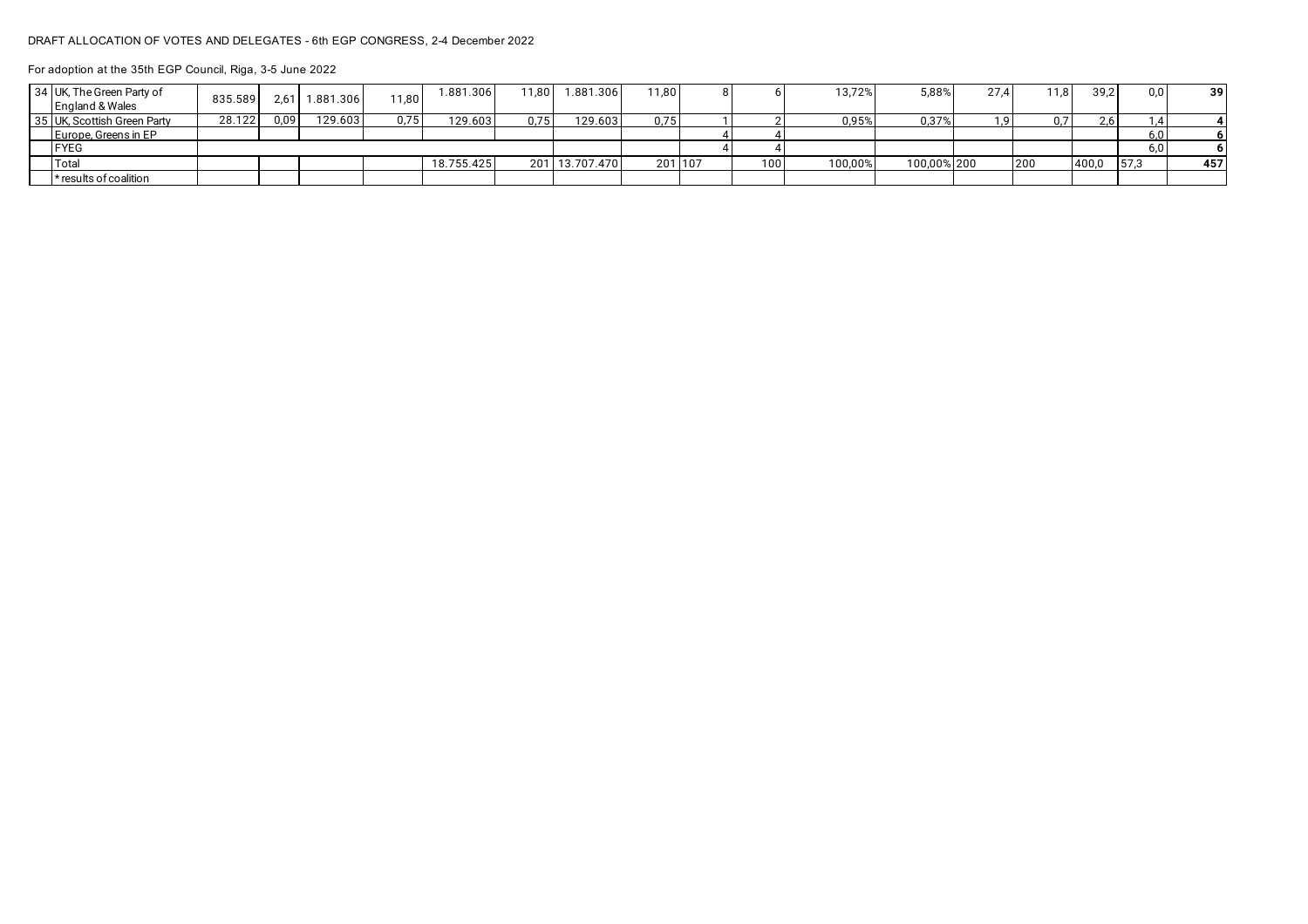DRAFT ALLOCATION OF VOTES AND DELEGATES - 6th EGP CONGRESS, 2-4 December 2022

For adoption at the 35th EGP Council, Riga, 3-5 June 2022

| | | | | | | | | | | | | | | | | | | |
|---|---|---|---|---|---|---|---|---|---|---|---|---|---|---|---|---|---|---|
| 34 | UK, The Green Party of England & Wales | 835.589 | 2,61 | 1.881.306 | 11,80 | 1.881.306 | 11,80 | 1.881.306 | 11,80 | 8 | 6 | 13,72% | 5,88% | 27,4 | 11,8 | 39,2 | 0,0 | **39** |
| 35 | UK, Scottish Green Party | 28.122 | 0,09 | 129.603 | 0,75 | 129.603 | 0,75 | 129.603 | 0,75 | 1 | 2 | 0,95% | 0,37% | 1,9 | 0,7 | 2,6 | 1,4 | **4** |
| | Europe, Greens in EP | | | | | | | | | 4 | 4 | | | | | | 6,0 | **6** |
| | FYEG | | | | | | | | | 4 | 4 | | | | | | 6,0 | **6** |
| | Total | | | | | 18.755.425 | 201 | 13.707.470 | 201 | 107 | 100 | 100,00% | 100,00% | 200 | 200 | 400,0 | 57,3 | **457** |
| | * results of coalition | | | | | | | | | | | | | | | | | |